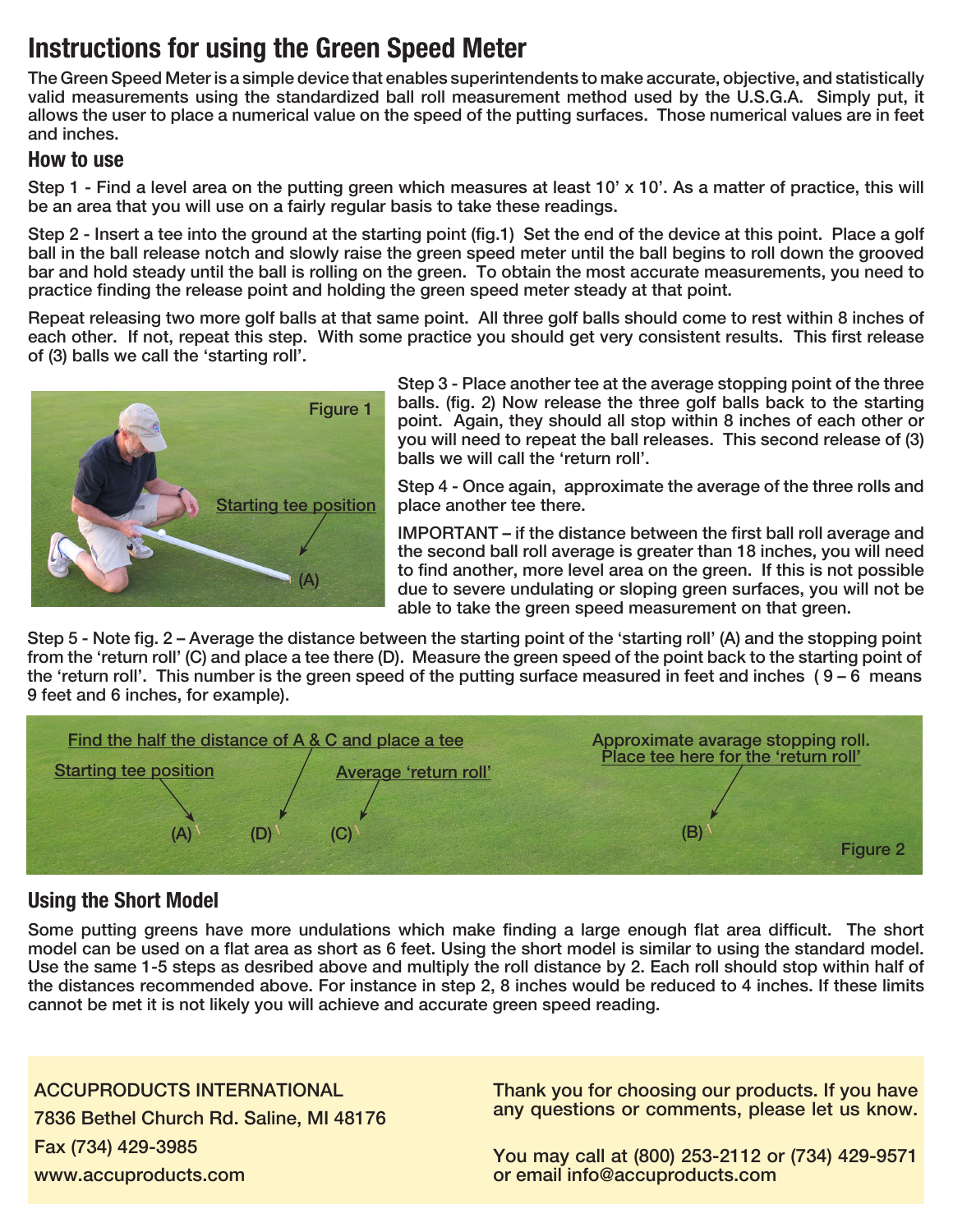# Instructions for using the Green Speed Meter

The Green Speed Meter is a simple device that enables superintendents to make accurate, objective, and statistically valid measurements using the standardized ball roll measurement method used by the U.S.G.A. Simply put, it allows the user to place a numerical value on the speed of the putting surfaces. Those numerical values are in feet and inches.

## How to use

Step 1 - Find a level area on the putting green which measures at least 10' x 10'. As a matter of practice, this will be an area that you will use on a fairly regular basis to take these readings.

Step 2 - Insert a tee into the ground at the starting point (fig.1) Set the end of the device at this point. Place a golf ball in the ball release notch and slowly raise the green speed meter until the ball begins to roll down the grooved bar and hold steady until the ball is rolling on the green. To obtain the most accurate measurements, you need to practice finding the release point and holding the green speed meter steady at that point.

Repeat releasing two more golf balls at that same point. All three golf balls should come to rest within 8 inches of each other. If not, repeat this step. With some practice you should get very consistent results. This first release of (3) balls we call the 'starting roll'.

Figure 1

Starting tee position

(A)

Step 3 - Place another tee at the average stopping point of the three balls. (fig. 2) Now release the three golf balls back to the starting point. Again, they should all stop within 8 inches of each other or you will need to repeat the ball releases. This second release of (3) balls we will call the 'return roll'.

Step 4 - Once again, approximate the average of the three rolls and place another tee there.

IMPORTANT – if the distance between the first ball roll average and the second ball roll average is greater than 18 inches, you will need to find another, more level area on the green. If this is not possible due to severe undulating or sloping green surfaces, you will not be able to take the green speed measurement on that green.

Step 5 - Note fig. 2 – Average the distance between the starting point of the 'starting roll' (A) and the stopping point from the 'return roll' (C) and place a tee there (D). Measure the green speed of the point back to the starting point of the 'return roll'. This number is the green speed of the putting surface measured in feet and inches ( 9 – 6 means 9 feet and 6 inches, for example).

Find the half the distance of A & C and place a tee

Starting tee position

Average 'return roll'

Approximate avarage stopping roll. Place tee here for the 'return roll'

(A) (D) (C) (B)

Figure 2

## Using the Short Model

Some putting greens have more undulations which make finding a large enough flat area difficult. The short model can be used on a flat area as short as 6 feet. Using the short model is similar to using the standard model. Use the same 1-5 steps as desribed above and multiply the roll distance by 2. Each roll should stop within half of the distances recommended above. For instance in step 2, 8 inches would be reduced to 4 inches. If these limits cannot be met it is not likely you will achieve and accurate green speed reading.

ACCUPRODUCTS INTERNATIONAL
7836 Bethel Church Rd. Saline, MI 48176
Fax (734) 429-3985
www.accuproducts.com

Thank you for choosing our products. If you have any questions or comments, please let us know.

You may call at (800) 253-2112 or (734) 429-9571 or email info@accuproducts.com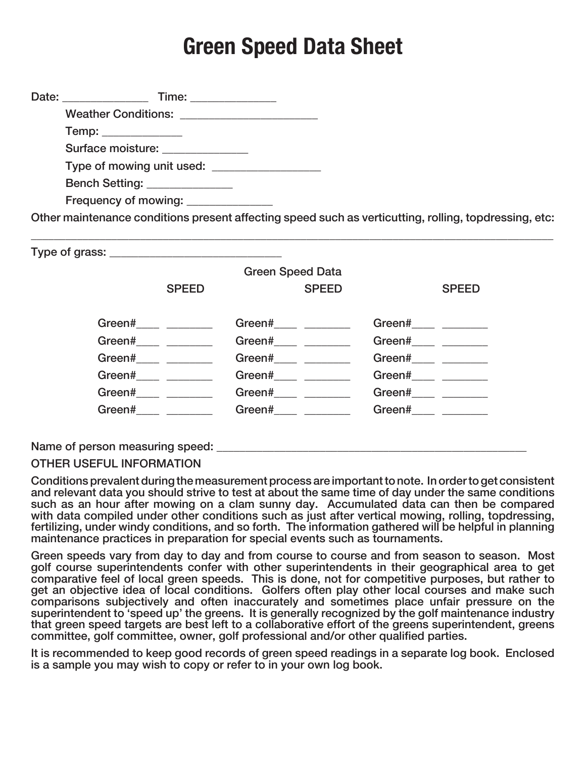# Green Speed Data Sheet

Date: ______________ Time: ______________

Weather Conditions: _______________________

Temp: _____________

Surface moisture: ______________

Type of mowing unit used: __________________

Bench Setting: ______________

Frequency of mowing: ______________

Other maintenance conditions present affecting speed such as verticutting, rolling, topdressing, etc:

______________________________________________________________________________________________

Type of grass: _____________________________

Green Speed Data

| | SPEED | | SPEED | | SPEED |
|---|---|---|---|---|---|
| Green#____ | ________ | Green#____ | ________ | Green#____ | ________ |
| Green#____ | ________ | Green#____ | ________ | Green#____ | ________ |
| Green#____ | ________ | Green#____ | ________ | Green#____ | ________ |
| Green#____ | ________ | Green#____ | ________ | Green#____ | ________ |
| Green#____ | ________ | Green#____ | ________ | Green#____ | ________ |
| Green#____ | ________ | Green#____ | ________ | Green#____ | ________ |

Name of person measuring speed: _______________________________________________________

OTHER USEFUL INFORMATION

Conditions prevalent during the measurement process are important to note. In order to get consistent and relevant data you should strive to test at about the same time of day under the same conditions such as an hour after mowing on a clam sunny day. Accumulated data can then be compared with data compiled under other conditions such as just after vertical mowing, rolling, topdressing, fertilizing, under windy conditions, and so forth. The information gathered will be helpful in planning maintenance practices in preparation for special events such as tournaments.

Green speeds vary from day to day and from course to course and from season to season. Most golf course superintendents confer with other superintendents in their geographical area to get comparative feel of local green speeds. This is done, not for competitive purposes, but rather to get an objective idea of local conditions. Golfers often play other local courses and make such comparisons subjectively and often inaccurately and sometimes place unfair pressure on the superintendent to 'speed up' the greens. It is generally recognized by the golf maintenance industry that green speed targets are best left to a collaborative effort of the greens superintendent, greens committee, golf committee, owner, golf professional and/or other qualified parties.

It is recommended to keep good records of green speed readings in a separate log book. Enclosed is a sample you may wish to copy or refer to in your own log book.